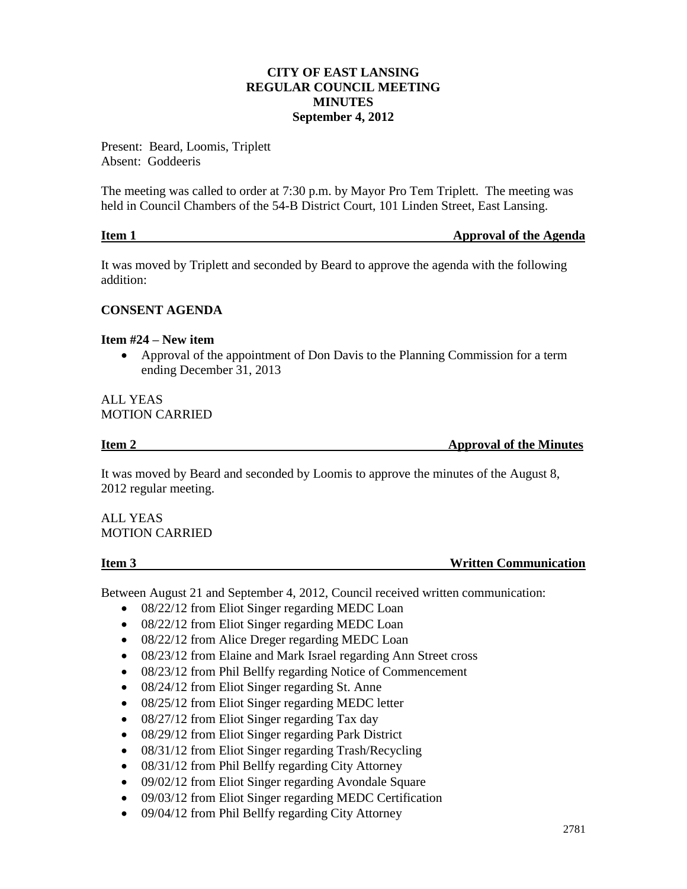**CITY OF EAST LANSING**
**REGULAR COUNCIL MEETING**
**MINUTES**
**September 4, 2012**

Present: Beard, Loomis, Triplett
Absent: Goddeeris

The meeting was called to order at 7:30 p.m. by Mayor Pro Tem Triplett. The meeting was held in Council Chambers of the 54-B District Court, 101 Linden Street, East Lansing.

**Item 1 — Approval of the Agenda**

It was moved by Triplett and seconded by Beard to approve the agenda with the following addition:

**CONSENT AGENDA**

**Item #24 – New item**

- Approval of the appointment of Don Davis to the Planning Commission for a term ending December 31, 2013

ALL YEAS
MOTION CARRIED

**Item 2 — Approval of the Minutes**

It was moved by Beard and seconded by Loomis to approve the minutes of the August 8, 2012 regular meeting.

ALL YEAS
MOTION CARRIED

**Item 3 — Written Communication**

Between August 21 and September 4, 2012, Council received written communication:

- 08/22/12 from Eliot Singer regarding MEDC Loan
- 08/22/12 from Eliot Singer regarding MEDC Loan
- 08/22/12 from Alice Dreger regarding MEDC Loan
- 08/23/12 from Elaine and Mark Israel regarding Ann Street cross
- 08/23/12 from Phil Bellfy regarding Notice of Commencement
- 08/24/12 from Eliot Singer regarding St. Anne
- 08/25/12 from Eliot Singer regarding MEDC letter
- 08/27/12 from Eliot Singer regarding Tax day
- 08/29/12 from Eliot Singer regarding Park District
- 08/31/12 from Eliot Singer regarding Trash/Recycling
- 08/31/12 from Phil Bellfy regarding City Attorney
- 09/02/12 from Eliot Singer regarding Avondale Square
- 09/03/12 from Eliot Singer regarding MEDC Certification
- 09/04/12 from Phil Bellfy regarding City Attorney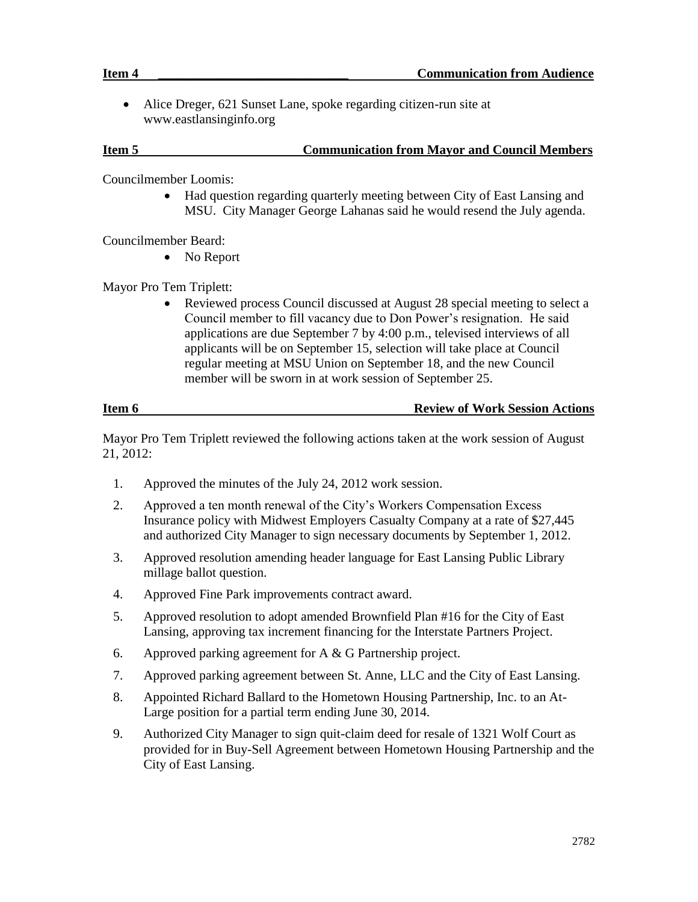**Item 4 Communication from Audience**

- Alice Dreger, 621 Sunset Lane, spoke regarding citizen-run site at www.eastlansinginfo.org

**Item 5 Communication from Mayor and Council Members**

Councilmember Loomis:

- Had question regarding quarterly meeting between City of East Lansing and MSU. City Manager George Lahanas said he would resend the July agenda.

Councilmember Beard:

- No Report

Mayor Pro Tem Triplett:

- Reviewed process Council discussed at August 28 special meeting to select a Council member to fill vacancy due to Don Power's resignation. He said applications are due September 7 by 4:00 p.m., televised interviews of all applicants will be on September 15, selection will take place at Council regular meeting at MSU Union on September 18, and the new Council member will be sworn in at work session of September 25.

**Item 6 Review of Work Session Actions**

Mayor Pro Tem Triplett reviewed the following actions taken at the work session of August 21, 2012:

1. Approved the minutes of the July 24, 2012 work session.
2. Approved a ten month renewal of the City's Workers Compensation Excess Insurance policy with Midwest Employers Casualty Company at a rate of $27,445 and authorized City Manager to sign necessary documents by September 1, 2012.
3. Approved resolution amending header language for East Lansing Public Library millage ballot question.
4. Approved Fine Park improvements contract award.
5. Approved resolution to adopt amended Brownfield Plan #16 for the City of East Lansing, approving tax increment financing for the Interstate Partners Project.
6. Approved parking agreement for A & G Partnership project.
7. Approved parking agreement between St. Anne, LLC and the City of East Lansing.
8. Appointed Richard Ballard to the Hometown Housing Partnership, Inc. to an At-Large position for a partial term ending June 30, 2014.
9. Authorized City Manager to sign quit-claim deed for resale of 1321 Wolf Court as provided for in Buy-Sell Agreement between Hometown Housing Partnership and the City of East Lansing.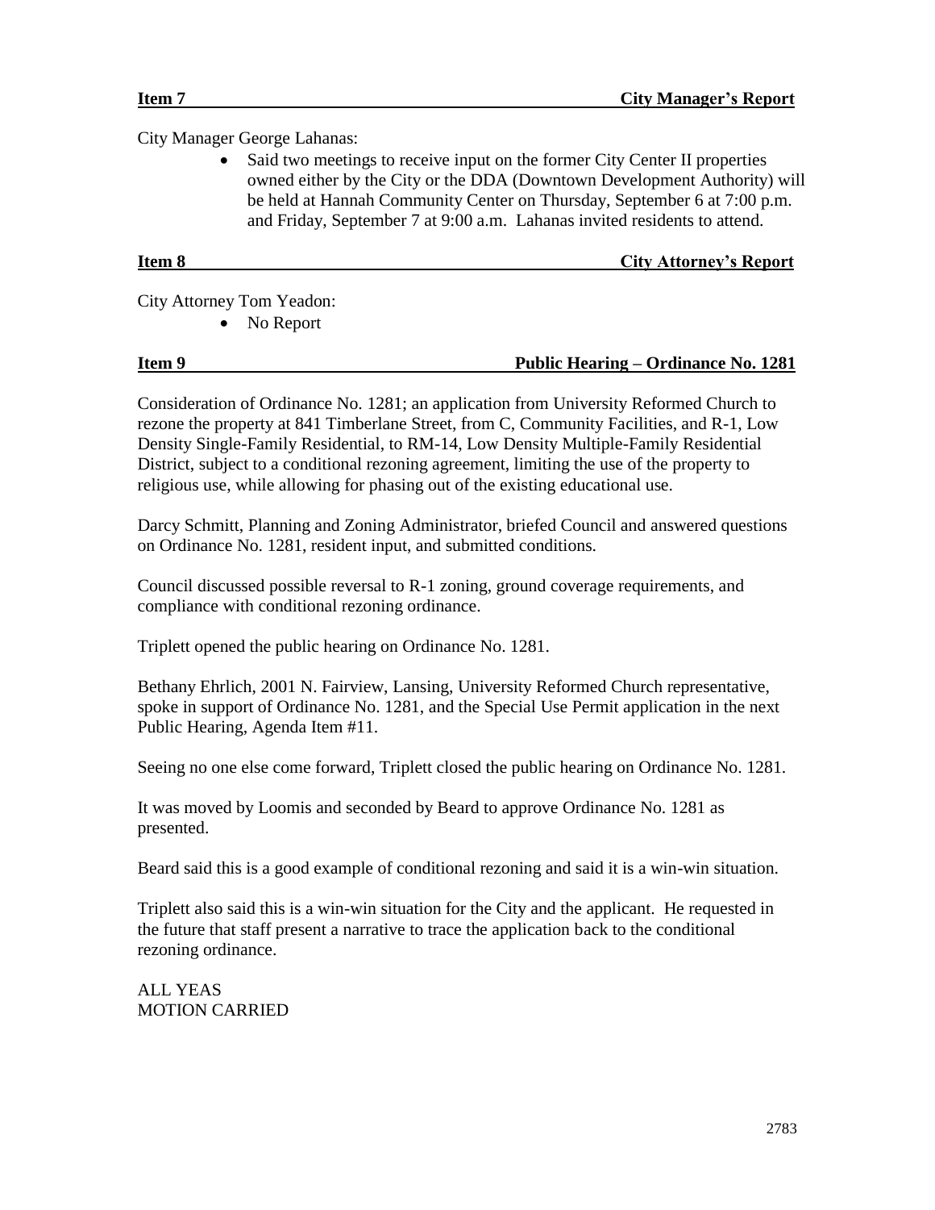**Item 7 City Manager's Report**

City Manager George Lahanas:

- Said two meetings to receive input on the former City Center II properties owned either by the City or the DDA (Downtown Development Authority) will be held at Hannah Community Center on Thursday, September 6 at 7:00 p.m. and Friday, September 7 at 9:00 a.m. Lahanas invited residents to attend.

**Item 8 City Attorney's Report**

City Attorney Tom Yeadon:

- No Report

**Item 9 Public Hearing – Ordinance No. 1281**

Consideration of Ordinance No. 1281; an application from University Reformed Church to rezone the property at 841 Timberlane Street, from C, Community Facilities, and R-1, Low Density Single-Family Residential, to RM-14, Low Density Multiple-Family Residential District, subject to a conditional rezoning agreement, limiting the use of the property to religious use, while allowing for phasing out of the existing educational use.

Darcy Schmitt, Planning and Zoning Administrator, briefed Council and answered questions on Ordinance No. 1281, resident input, and submitted conditions.

Council discussed possible reversal to R-1 zoning, ground coverage requirements, and compliance with conditional rezoning ordinance.

Triplett opened the public hearing on Ordinance No. 1281.

Bethany Ehrlich, 2001 N. Fairview, Lansing, University Reformed Church representative, spoke in support of Ordinance No. 1281, and the Special Use Permit application in the next Public Hearing, Agenda Item #11.

Seeing no one else come forward, Triplett closed the public hearing on Ordinance No. 1281.

It was moved by Loomis and seconded by Beard to approve Ordinance No. 1281 as presented.

Beard said this is a good example of conditional rezoning and said it is a win-win situation.

Triplett also said this is a win-win situation for the City and the applicant. He requested in the future that staff present a narrative to trace the application back to the conditional rezoning ordinance.

ALL YEAS
MOTION CARRIED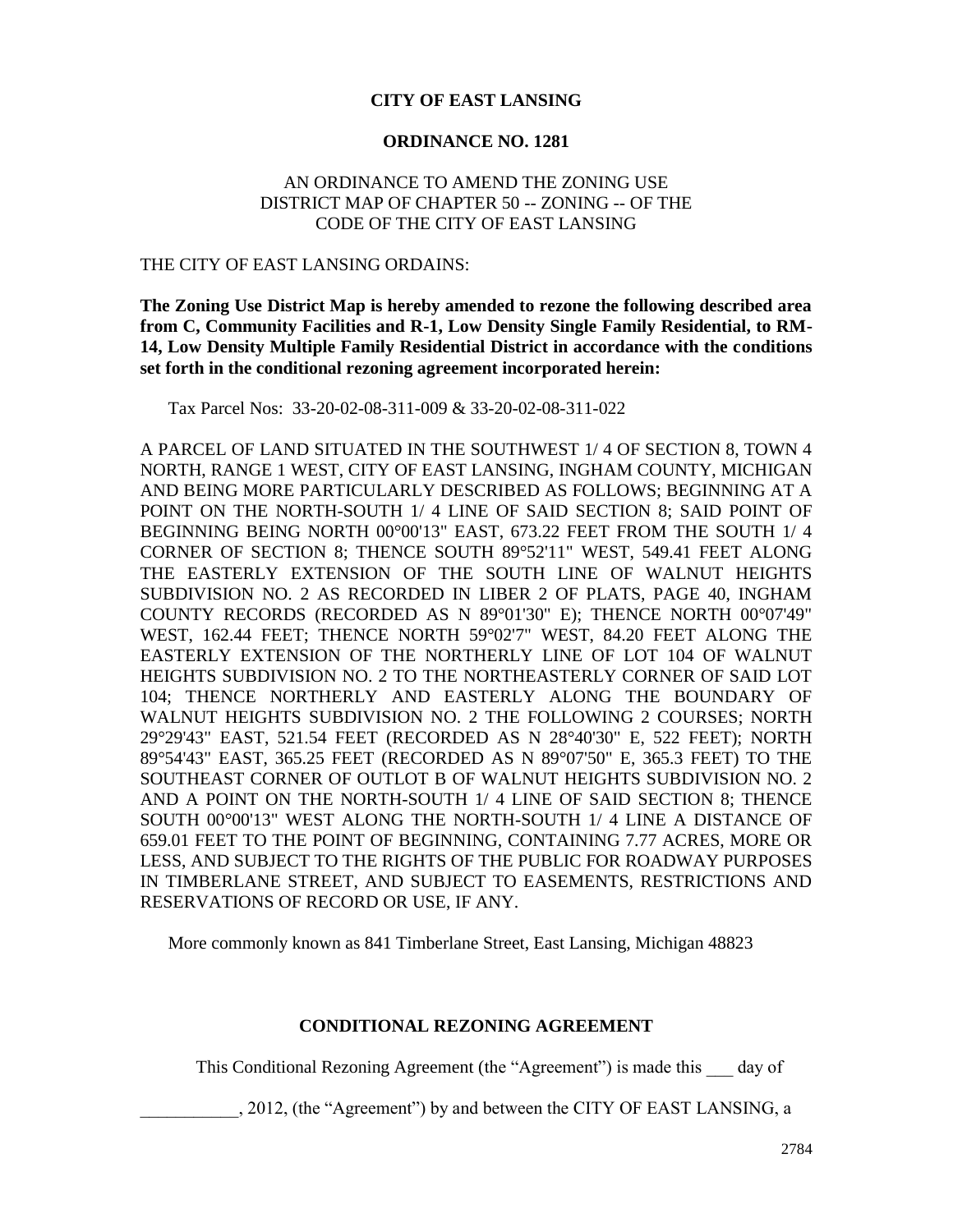**CITY OF EAST LANSING**

**ORDINANCE NO. 1281**

AN ORDINANCE TO AMEND THE ZONING USE DISTRICT MAP OF CHAPTER 50 -- ZONING -- OF THE CODE OF THE CITY OF EAST LANSING

THE CITY OF EAST LANSING ORDAINS:

**The Zoning Use District Map is hereby amended to rezone the following described area from C, Community Facilities and R-1, Low Density Single Family Residential, to RM-14, Low Density Multiple Family Residential District in accordance with the conditions set forth in the conditional rezoning agreement incorporated herein:**

Tax Parcel Nos: 33-20-02-08-311-009 & 33-20-02-08-311-022

A PARCEL OF LAND SITUATED IN THE SOUTHWEST 1/ 4 OF SECTION 8, TOWN 4 NORTH, RANGE 1 WEST, CITY OF EAST LANSING, INGHAM COUNTY, MICHIGAN AND BEING MORE PARTICULARLY DESCRIBED AS FOLLOWS; BEGINNING AT A POINT ON THE NORTH-SOUTH 1/ 4 LINE OF SAID SECTION 8; SAID POINT OF BEGINNING BEING NORTH 00°00'13" EAST, 673.22 FEET FROM THE SOUTH 1/ 4 CORNER OF SECTION 8; THENCE SOUTH 89°52'11" WEST, 549.41 FEET ALONG THE EASTERLY EXTENSION OF THE SOUTH LINE OF WALNUT HEIGHTS SUBDIVISION NO. 2 AS RECORDED IN LIBER 2 OF PLATS, PAGE 40, INGHAM COUNTY RECORDS (RECORDED AS N 89°01'30" E); THENCE NORTH 00°07'49" WEST, 162.44 FEET; THENCE NORTH 59°02'7" WEST, 84.20 FEET ALONG THE EASTERLY EXTENSION OF THE NORTHERLY LINE OF LOT 104 OF WALNUT HEIGHTS SUBDIVISION NO. 2 TO THE NORTHEASTERLY CORNER OF SAID LOT 104; THENCE NORTHERLY AND EASTERLY ALONG THE BOUNDARY OF WALNUT HEIGHTS SUBDIVISION NO. 2 THE FOLLOWING 2 COURSES; NORTH 29°29'43" EAST, 521.54 FEET (RECORDED AS N 28°40'30" E, 522 FEET); NORTH 89°54'43" EAST, 365.25 FEET (RECORDED AS N 89°07'50" E, 365.3 FEET) TO THE SOUTHEAST CORNER OF OUTLOT B OF WALNUT HEIGHTS SUBDIVISION NO. 2 AND A POINT ON THE NORTH-SOUTH 1/ 4 LINE OF SAID SECTION 8; THENCE SOUTH 00°00'13" WEST ALONG THE NORTH-SOUTH 1/ 4 LINE A DISTANCE OF 659.01 FEET TO THE POINT OF BEGINNING, CONTAINING 7.77 ACRES, MORE OR LESS, AND SUBJECT TO THE RIGHTS OF THE PUBLIC FOR ROADWAY PURPOSES IN TIMBERLANE STREET, AND SUBJECT TO EASEMENTS, RESTRICTIONS AND RESERVATIONS OF RECORD OR USE, IF ANY.

More commonly known as 841 Timberlane Street, East Lansing, Michigan 48823

**CONDITIONAL REZONING AGREEMENT**

This Conditional Rezoning Agreement (the "Agreement") is made this ___ day of

___________, 2012, (the "Agreement") by and between the CITY OF EAST LANSING, a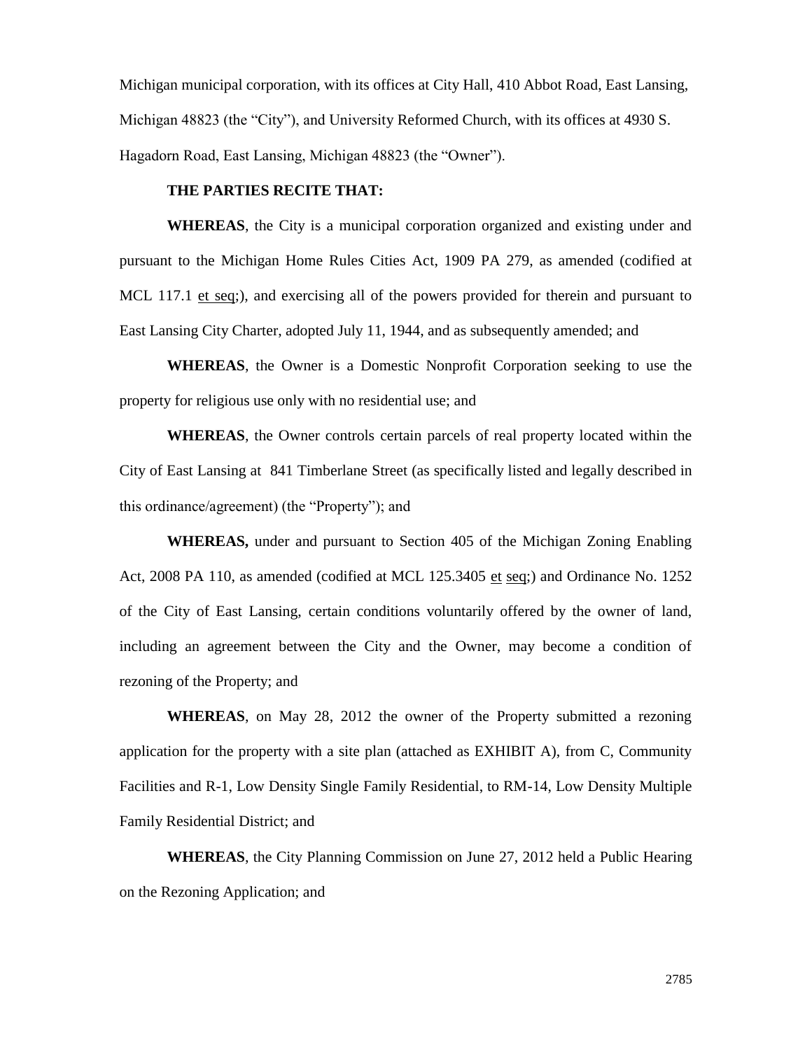Michigan municipal corporation, with its offices at City Hall, 410 Abbot Road, East Lansing, Michigan 48823 (the "City"), and University Reformed Church, with its offices at 4930 S. Hagadorn Road, East Lansing, Michigan 48823 (the "Owner").

**THE PARTIES RECITE THAT:**

**WHEREAS**, the City is a municipal corporation organized and existing under and pursuant to the Michigan Home Rules Cities Act, 1909 PA 279, as amended (codified at MCL 117.1 et seq;), and exercising all of the powers provided for therein and pursuant to East Lansing City Charter, adopted July 11, 1944, and as subsequently amended; and

**WHEREAS**, the Owner is a Domestic Nonprofit Corporation seeking to use the property for religious use only with no residential use; and

**WHEREAS**, the Owner controls certain parcels of real property located within the City of East Lansing at 841 Timberlane Street (as specifically listed and legally described in this ordinance/agreement) (the "Property"); and

**WHEREAS,** under and pursuant to Section 405 of the Michigan Zoning Enabling Act, 2008 PA 110, as amended (codified at MCL 125.3405 et seq;) and Ordinance No. 1252 of the City of East Lansing, certain conditions voluntarily offered by the owner of land, including an agreement between the City and the Owner, may become a condition of rezoning of the Property; and

**WHEREAS**, on May 28, 2012 the owner of the Property submitted a rezoning application for the property with a site plan (attached as EXHIBIT A), from C, Community Facilities and R-1, Low Density Single Family Residential, to RM-14, Low Density Multiple Family Residential District; and

**WHEREAS**, the City Planning Commission on June 27, 2012 held a Public Hearing on the Rezoning Application; and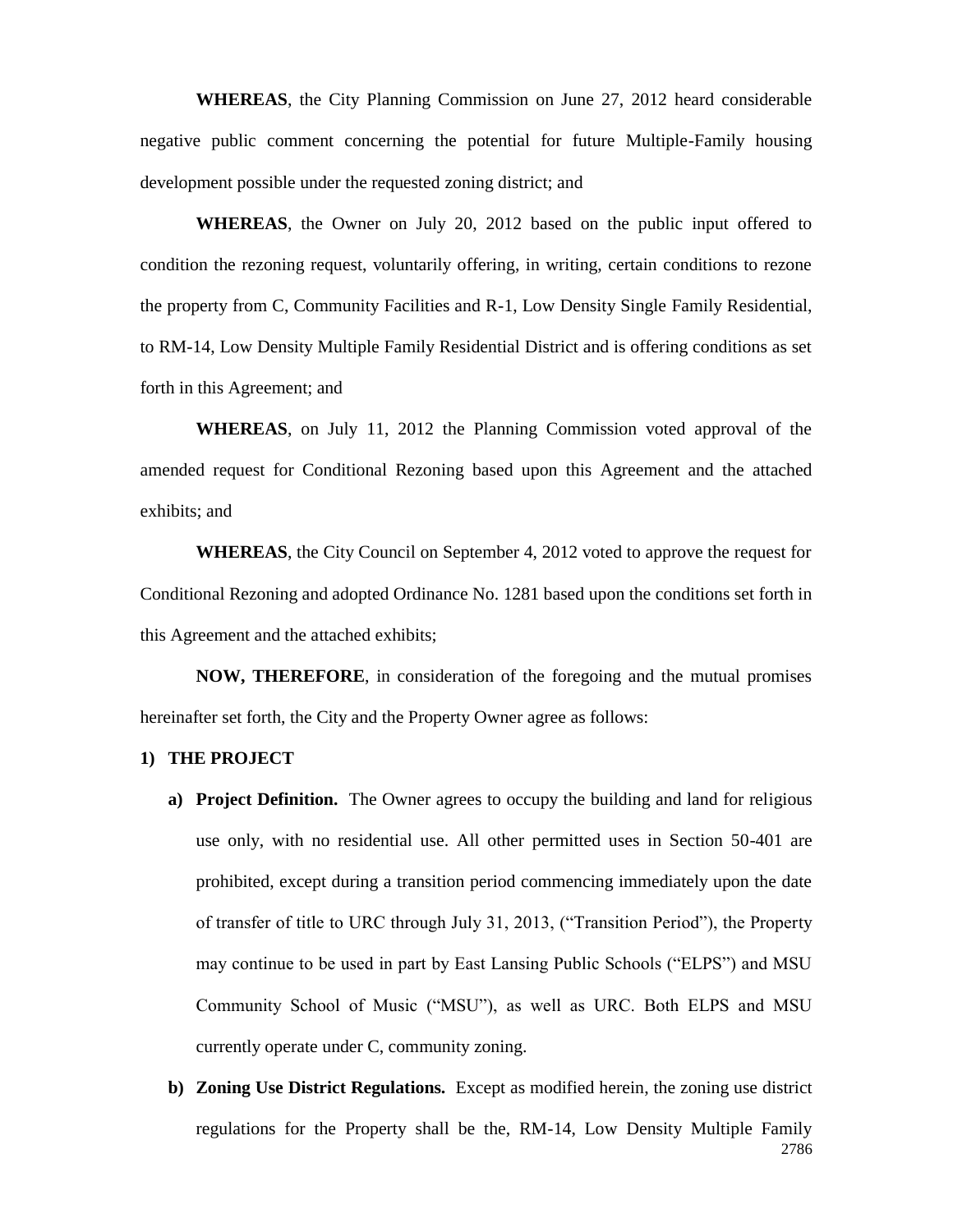**WHEREAS**, the City Planning Commission on June 27, 2012 heard considerable negative public comment concerning the potential for future Multiple-Family housing development possible under the requested zoning district; and

**WHEREAS**, the Owner on July 20, 2012 based on the public input offered to condition the rezoning request, voluntarily offering, in writing, certain conditions to rezone the property from C, Community Facilities and R-1, Low Density Single Family Residential, to RM-14, Low Density Multiple Family Residential District and is offering conditions as set forth in this Agreement; and

**WHEREAS**, on July 11, 2012 the Planning Commission voted approval of the amended request for Conditional Rezoning based upon this Agreement and the attached exhibits; and

**WHEREAS**, the City Council on September 4, 2012 voted to approve the request for Conditional Rezoning and adopted Ordinance No. 1281 based upon the conditions set forth in this Agreement and the attached exhibits;

**NOW, THEREFORE**, in consideration of the foregoing and the mutual promises hereinafter set forth, the City and the Property Owner agree as follows:

**1) THE PROJECT**

**a) Project Definition.** The Owner agrees to occupy the building and land for religious use only, with no residential use. All other permitted uses in Section 50-401 are prohibited, except during a transition period commencing immediately upon the date of transfer of title to URC through July 31, 2013, ("Transition Period"), the Property may continue to be used in part by East Lansing Public Schools ("ELPS") and MSU Community School of Music ("MSU"), as well as URC. Both ELPS and MSU currently operate under C, community zoning.

**b) Zoning Use District Regulations.** Except as modified herein, the zoning use district regulations for the Property shall be the, RM-14, Low Density Multiple Family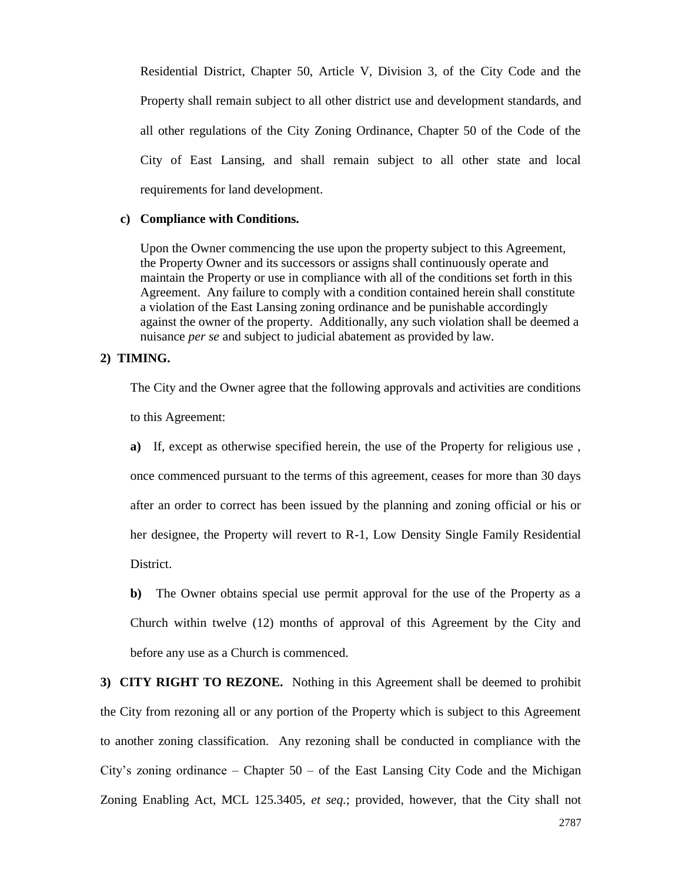Residential District, Chapter 50, Article V, Division 3, of the City Code and the Property shall remain subject to all other district use and development standards, and all other regulations of the City Zoning Ordinance, Chapter 50 of the Code of the City of East Lansing, and shall remain subject to all other state and local requirements for land development.

**c) Compliance with Conditions.**

Upon the Owner commencing the use upon the property subject to this Agreement, the Property Owner and its successors or assigns shall continuously operate and maintain the Property or use in compliance with all of the conditions set forth in this Agreement. Any failure to comply with a condition contained herein shall constitute a violation of the East Lansing zoning ordinance and be punishable accordingly against the owner of the property. Additionally, any such violation shall be deemed a nuisance *per se* and subject to judicial abatement as provided by law.

**2) TIMING.**

The City and the Owner agree that the following approvals and activities are conditions to this Agreement:

**a)** If, except as otherwise specified herein, the use of the Property for religious use , once commenced pursuant to the terms of this agreement, ceases for more than 30 days after an order to correct has been issued by the planning and zoning official or his or her designee, the Property will revert to R-1, Low Density Single Family Residential District.

**b)** The Owner obtains special use permit approval for the use of the Property as a Church within twelve (12) months of approval of this Agreement by the City and before any use as a Church is commenced.

**3) CITY RIGHT TO REZONE.** Nothing in this Agreement shall be deemed to prohibit the City from rezoning all or any portion of the Property which is subject to this Agreement to another zoning classification. Any rezoning shall be conducted in compliance with the City's zoning ordinance – Chapter 50 – of the East Lansing City Code and the Michigan Zoning Enabling Act, MCL 125.3405, *et seq.*; provided, however, that the City shall not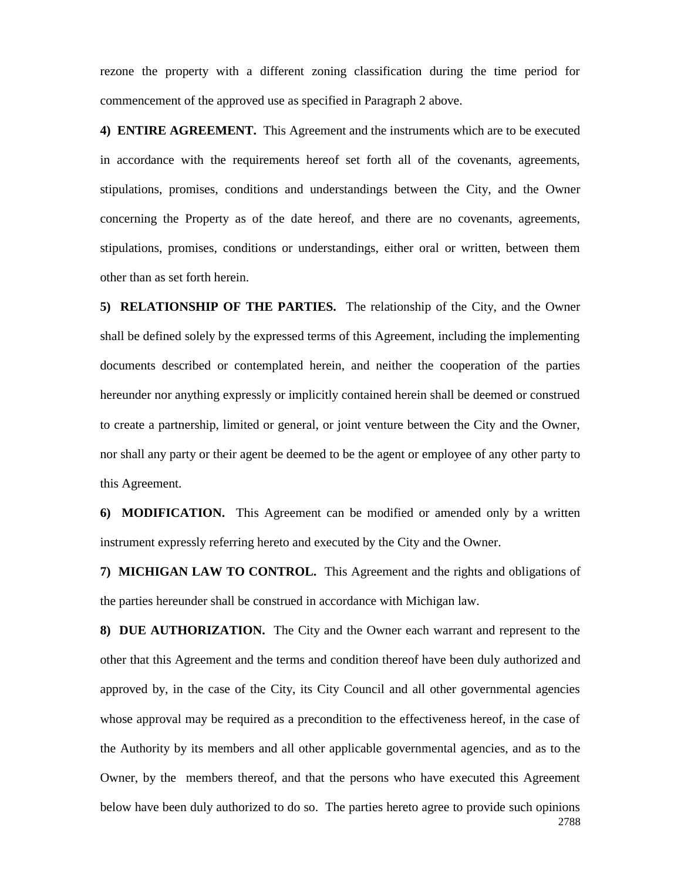rezone the property with a different zoning classification during the time period for commencement of the approved use as specified in Paragraph 2 above.

**4) ENTIRE AGREEMENT.** This Agreement and the instruments which are to be executed in accordance with the requirements hereof set forth all of the covenants, agreements, stipulations, promises, conditions and understandings between the City, and the Owner concerning the Property as of the date hereof, and there are no covenants, agreements, stipulations, promises, conditions or understandings, either oral or written, between them other than as set forth herein.

**5) RELATIONSHIP OF THE PARTIES.** The relationship of the City, and the Owner shall be defined solely by the expressed terms of this Agreement, including the implementing documents described or contemplated herein, and neither the cooperation of the parties hereunder nor anything expressly or implicitly contained herein shall be deemed or construed to create a partnership, limited or general, or joint venture between the City and the Owner, nor shall any party or their agent be deemed to be the agent or employee of any other party to this Agreement.

**6) MODIFICATION.** This Agreement can be modified or amended only by a written instrument expressly referring hereto and executed by the City and the Owner.

**7) MICHIGAN LAW TO CONTROL.** This Agreement and the rights and obligations of the parties hereunder shall be construed in accordance with Michigan law.

**8) DUE AUTHORIZATION.** The City and the Owner each warrant and represent to the other that this Agreement and the terms and condition thereof have been duly authorized and approved by, in the case of the City, its City Council and all other governmental agencies whose approval may be required as a precondition to the effectiveness hereof, in the case of the Authority by its members and all other applicable governmental agencies, and as to the Owner, by the members thereof, and that the persons who have executed this Agreement below have been duly authorized to do so. The parties hereto agree to provide such opinions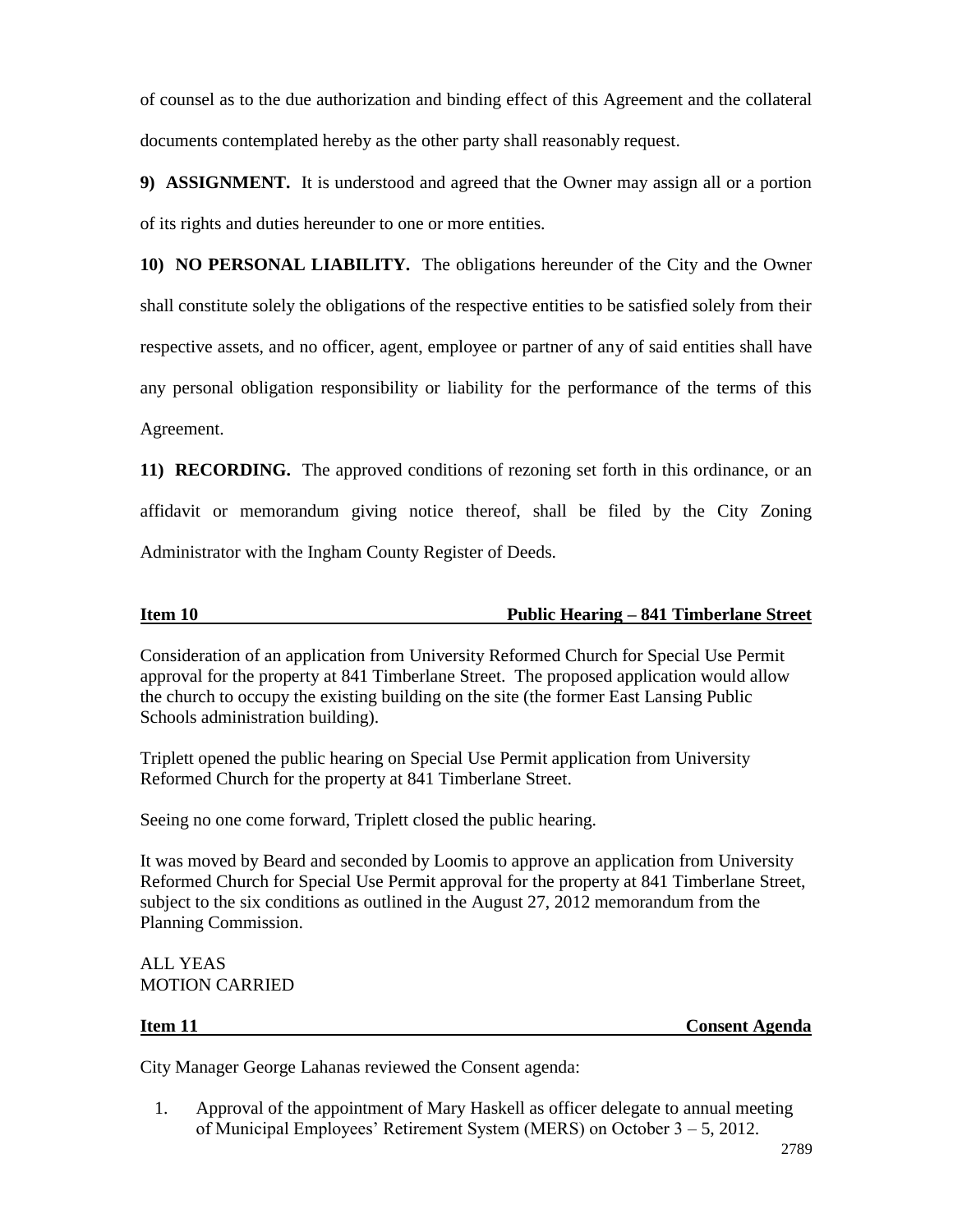of counsel as to the due authorization and binding effect of this Agreement and the collateral documents contemplated hereby as the other party shall reasonably request.

**9) ASSIGNMENT.** It is understood and agreed that the Owner may assign all or a portion of its rights and duties hereunder to one or more entities.

**10) NO PERSONAL LIABILITY.** The obligations hereunder of the City and the Owner shall constitute solely the obligations of the respective entities to be satisfied solely from their respective assets, and no officer, agent, employee or partner of any of said entities shall have any personal obligation responsibility or liability for the performance of the terms of this Agreement.

**11) RECORDING.** The approved conditions of rezoning set forth in this ordinance, or an affidavit or memorandum giving notice thereof, shall be filed by the City Zoning Administrator with the Ingham County Register of Deeds.

**Item 10 — Public Hearing – 841 Timberlane Street**

Consideration of an application from University Reformed Church for Special Use Permit approval for the property at 841 Timberlane Street. The proposed application would allow the church to occupy the existing building on the site (the former East Lansing Public Schools administration building).

Triplett opened the public hearing on Special Use Permit application from University Reformed Church for the property at 841 Timberlane Street.

Seeing no one come forward, Triplett closed the public hearing.

It was moved by Beard and seconded by Loomis to approve an application from University Reformed Church for Special Use Permit approval for the property at 841 Timberlane Street, subject to the six conditions as outlined in the August 27, 2012 memorandum from the Planning Commission.

ALL YEAS
MOTION CARRIED

**Item 11 — Consent Agenda**

City Manager George Lahanas reviewed the Consent agenda:

1. Approval of the appointment of Mary Haskell as officer delegate to annual meeting of Municipal Employees' Retirement System (MERS) on October 3 – 5, 2012.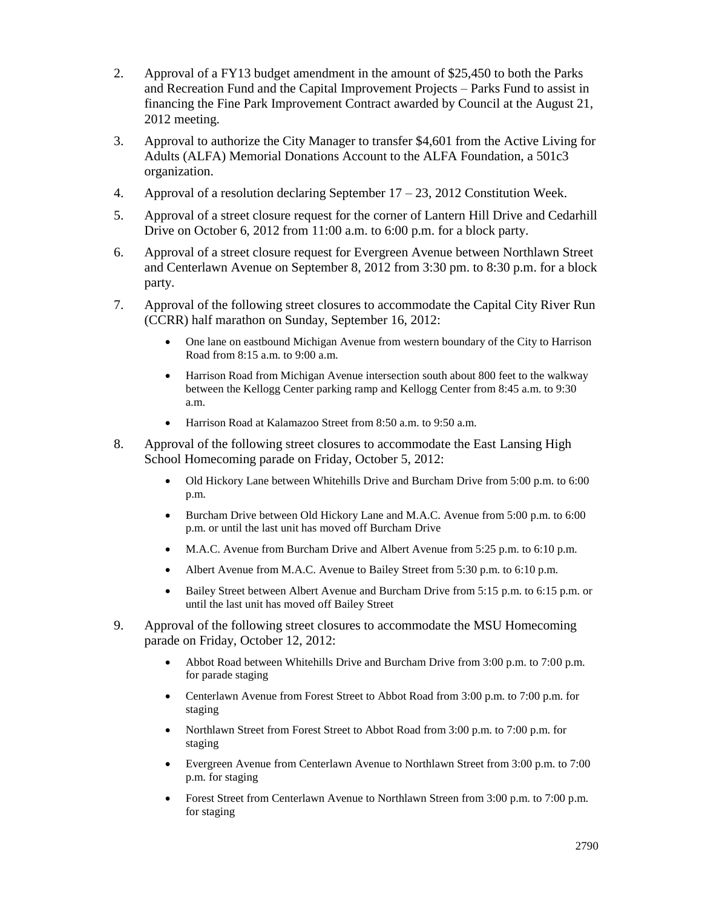2. Approval of a FY13 budget amendment in the amount of $25,450 to both the Parks and Recreation Fund and the Capital Improvement Projects – Parks Fund to assist in financing the Fine Park Improvement Contract awarded by Council at the August 21, 2012 meeting.

3. Approval to authorize the City Manager to transfer $4,601 from the Active Living for Adults (ALFA) Memorial Donations Account to the ALFA Foundation, a 501c3 organization.

4. Approval of a resolution declaring September 17 – 23, 2012 Constitution Week.

5. Approval of a street closure request for the corner of Lantern Hill Drive and Cedarhill Drive on October 6, 2012 from 11:00 a.m. to 6:00 p.m. for a block party.

6. Approval of a street closure request for Evergreen Avenue between Northlawn Street and Centerlawn Avenue on September 8, 2012 from 3:30 pm. to 8:30 p.m. for a block party.

7. Approval of the following street closures to accommodate the Capital City River Run (CCRR) half marathon on Sunday, September 16, 2012:

   - One lane on eastbound Michigan Avenue from western boundary of the City to Harrison Road from 8:15 a.m. to 9:00 a.m.
   - Harrison Road from Michigan Avenue intersection south about 800 feet to the walkway between the Kellogg Center parking ramp and Kellogg Center from 8:45 a.m. to 9:30 a.m.
   - Harrison Road at Kalamazoo Street from 8:50 a.m. to 9:50 a.m.

8. Approval of the following street closures to accommodate the East Lansing High School Homecoming parade on Friday, October 5, 2012:

   - Old Hickory Lane between Whitehills Drive and Burcham Drive from 5:00 p.m. to 6:00 p.m.
   - Burcham Drive between Old Hickory Lane and M.A.C. Avenue from 5:00 p.m. to 6:00 p.m. or until the last unit has moved off Burcham Drive
   - M.A.C. Avenue from Burcham Drive and Albert Avenue from 5:25 p.m. to 6:10 p.m.
   - Albert Avenue from M.A.C. Avenue to Bailey Street from 5:30 p.m. to 6:10 p.m.
   - Bailey Street between Albert Avenue and Burcham Drive from 5:15 p.m. to 6:15 p.m. or until the last unit has moved off Bailey Street

9. Approval of the following street closures to accommodate the MSU Homecoming parade on Friday, October 12, 2012:

   - Abbot Road between Whitehills Drive and Burcham Drive from 3:00 p.m. to 7:00 p.m. for parade staging
   - Centerlawn Avenue from Forest Street to Abbot Road from 3:00 p.m. to 7:00 p.m. for staging
   - Northlawn Street from Forest Street to Abbot Road from 3:00 p.m. to 7:00 p.m. for staging
   - Evergreen Avenue from Centerlawn Avenue to Northlawn Street from 3:00 p.m. to 7:00 p.m. for staging
   - Forest Street from Centerlawn Avenue to Northlawn Streen from 3:00 p.m. to 7:00 p.m. for staging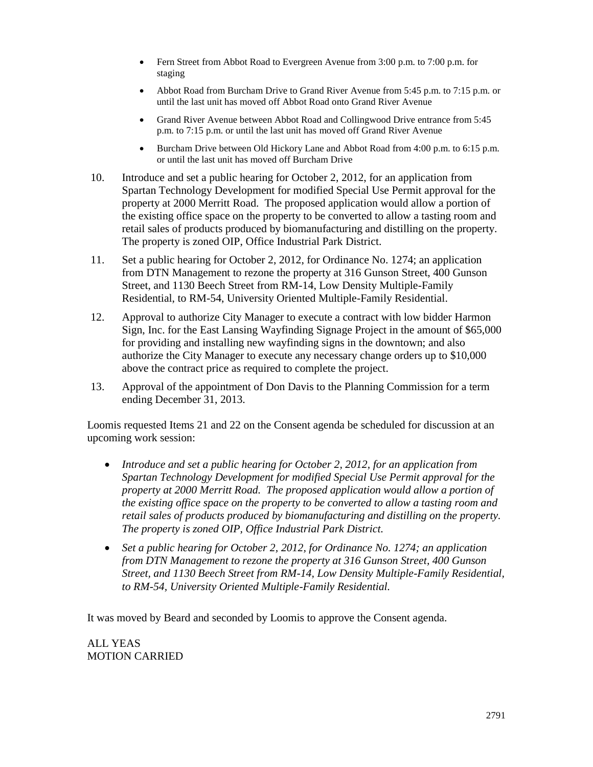- Fern Street from Abbot Road to Evergreen Avenue from 3:00 p.m. to 7:00 p.m. for staging
- Abbot Road from Burcham Drive to Grand River Avenue from 5:45 p.m. to 7:15 p.m. or until the last unit has moved off Abbot Road onto Grand River Avenue
- Grand River Avenue between Abbot Road and Collingwood Drive entrance from 5:45 p.m. to 7:15 p.m. or until the last unit has moved off Grand River Avenue
- Burcham Drive between Old Hickory Lane and Abbot Road from 4:00 p.m. to 6:15 p.m. or until the last unit has moved off Burcham Drive

10. Introduce and set a public hearing for October 2, 2012, for an application from Spartan Technology Development for modified Special Use Permit approval for the property at 2000 Merritt Road. The proposed application would allow a portion of the existing office space on the property to be converted to allow a tasting room and retail sales of products produced by biomanufacturing and distilling on the property. The property is zoned OIP, Office Industrial Park District.

11. Set a public hearing for October 2, 2012, for Ordinance No. 1274; an application from DTN Management to rezone the property at 316 Gunson Street, 400 Gunson Street, and 1130 Beech Street from RM-14, Low Density Multiple-Family Residential, to RM-54, University Oriented Multiple-Family Residential.

12. Approval to authorize City Manager to execute a contract with low bidder Harmon Sign, Inc. for the East Lansing Wayfinding Signage Project in the amount of $65,000 for providing and installing new wayfinding signs in the downtown; and also authorize the City Manager to execute any necessary change orders up to $10,000 above the contract price as required to complete the project.

13. Approval of the appointment of Don Davis to the Planning Commission for a term ending December 31, 2013.

Loomis requested Items 21 and 22 on the Consent agenda be scheduled for discussion at an upcoming work session:

- *Introduce and set a public hearing for October 2, 2012, for an application from Spartan Technology Development for modified Special Use Permit approval for the property at 2000 Merritt Road. The proposed application would allow a portion of the existing office space on the property to be converted to allow a tasting room and retail sales of products produced by biomanufacturing and distilling on the property. The property is zoned OIP, Office Industrial Park District.*
- *Set a public hearing for October 2, 2012, for Ordinance No. 1274; an application from DTN Management to rezone the property at 316 Gunson Street, 400 Gunson Street, and 1130 Beech Street from RM-14, Low Density Multiple-Family Residential, to RM-54, University Oriented Multiple-Family Residential.*

It was moved by Beard and seconded by Loomis to approve the Consent agenda.

ALL YEAS
MOTION CARRIED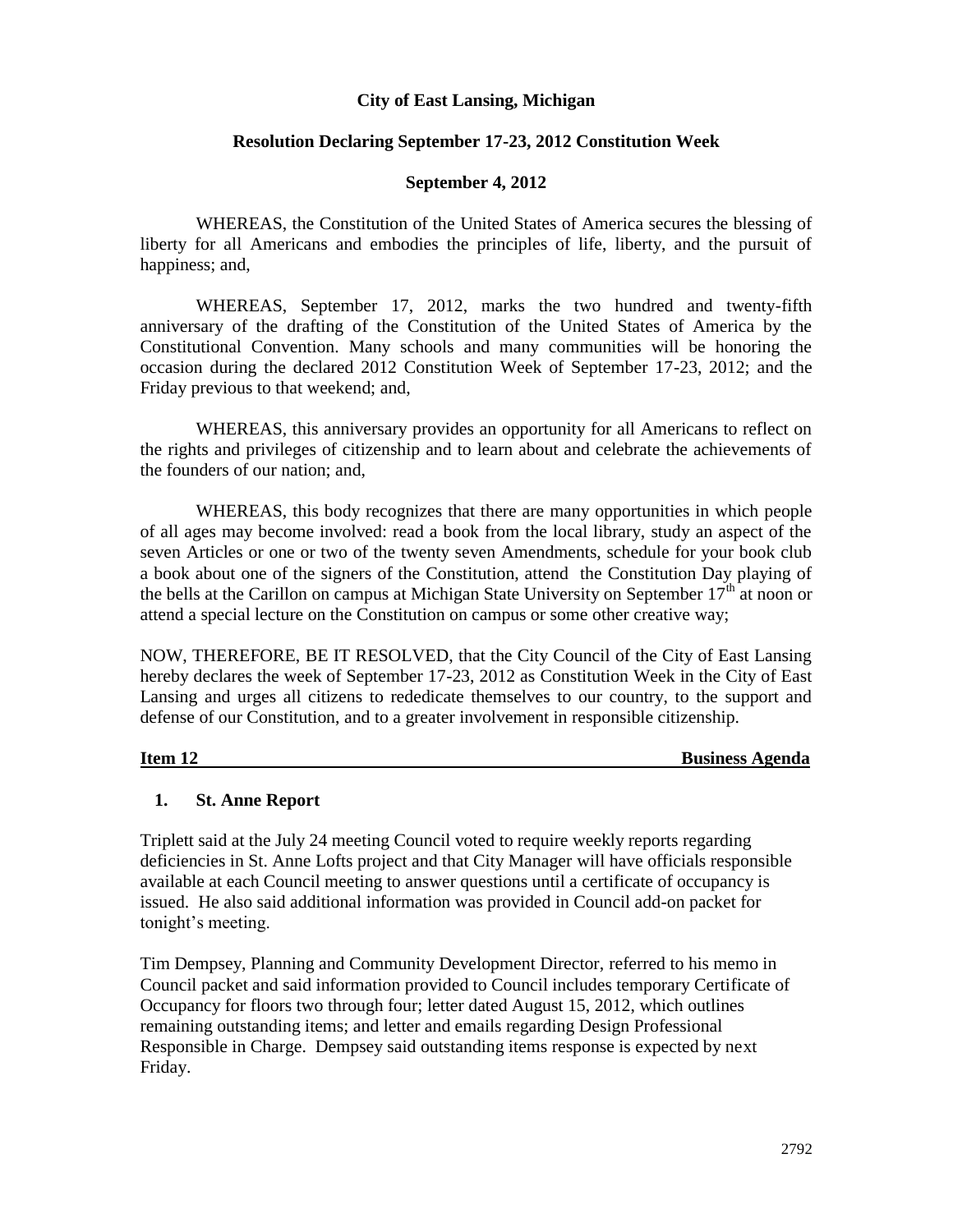**City of East Lansing, Michigan**

**Resolution Declaring September 17-23, 2012 Constitution Week**

**September 4, 2012**

WHEREAS, the Constitution of the United States of America secures the blessing of liberty for all Americans and embodies the principles of life, liberty, and the pursuit of happiness; and,

WHEREAS, September 17, 2012, marks the two hundred and twenty-fifth anniversary of the drafting of the Constitution of the United States of America by the Constitutional Convention. Many schools and many communities will be honoring the occasion during the declared 2012 Constitution Week of September 17-23, 2012; and the Friday previous to that weekend; and,

WHEREAS, this anniversary provides an opportunity for all Americans to reflect on the rights and privileges of citizenship and to learn about and celebrate the achievements of the founders of our nation; and,

WHEREAS, this body recognizes that there are many opportunities in which people of all ages may become involved: read a book from the local library, study an aspect of the seven Articles or one or two of the twenty seven Amendments, schedule for your book club a book about one of the signers of the Constitution, attend the Constitution Day playing of the bells at the Carillon on campus at Michigan State University on September 17th at noon or attend a special lecture on the Constitution on campus or some other creative way;

NOW, THEREFORE, BE IT RESOLVED, that the City Council of the City of East Lansing hereby declares the week of September 17-23, 2012 as Constitution Week in the City of East Lansing and urges all citizens to rededicate themselves to our country, to the support and defense of our Constitution, and to a greater involvement in responsible citizenship.

**Item 12** **Business Agenda**

**1. St. Anne Report**

Triplett said at the July 24 meeting Council voted to require weekly reports regarding deficiencies in St. Anne Lofts project and that City Manager will have officials responsible available at each Council meeting to answer questions until a certificate of occupancy is issued. He also said additional information was provided in Council add-on packet for tonight's meeting.

Tim Dempsey, Planning and Community Development Director, referred to his memo in Council packet and said information provided to Council includes temporary Certificate of Occupancy for floors two through four; letter dated August 15, 2012, which outlines remaining outstanding items; and letter and emails regarding Design Professional Responsible in Charge. Dempsey said outstanding items response is expected by next Friday.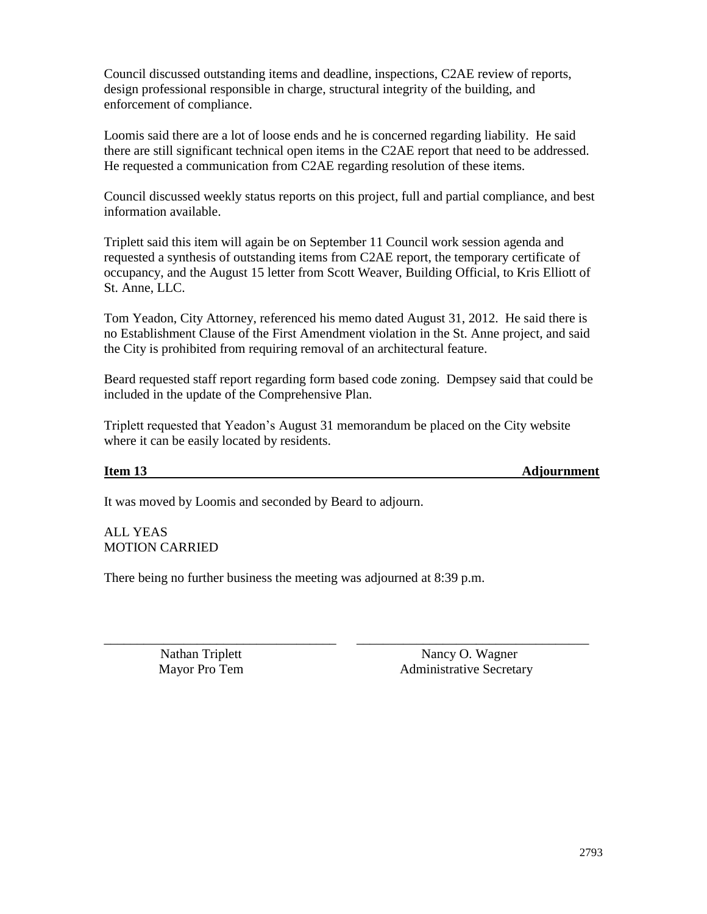Council discussed outstanding items and deadline, inspections, C2AE review of reports, design professional responsible in charge, structural integrity of the building, and enforcement of compliance.

Loomis said there are a lot of loose ends and he is concerned regarding liability. He said there are still significant technical open items in the C2AE report that need to be addressed. He requested a communication from C2AE regarding resolution of these items.

Council discussed weekly status reports on this project, full and partial compliance, and best information available.

Triplett said this item will again be on September 11 Council work session agenda and requested a synthesis of outstanding items from C2AE report, the temporary certificate of occupancy, and the August 15 letter from Scott Weaver, Building Official, to Kris Elliott of St. Anne, LLC.

Tom Yeadon, City Attorney, referenced his memo dated August 31, 2012. He said there is no Establishment Clause of the First Amendment violation in the St. Anne project, and said the City is prohibited from requiring removal of an architectural feature.

Beard requested staff report regarding form based code zoning. Dempsey said that could be included in the update of the Comprehensive Plan.

Triplett requested that Yeadon's August 31 memorandum be placed on the City website where it can be easily located by residents.

**Item 13 Adjournment**

It was moved by Loomis and seconded by Beard to adjourn.

ALL YEAS
MOTION CARRIED

There being no further business the meeting was adjourned at 8:39 p.m.

\_\_\_\_\_\_\_\_\_\_\_\_\_\_\_\_\_\_\_\_\_\_\_\_\_\_\_\_\_\_\_\_\_\_\_
Nathan Triplett
Mayor Pro Tem

\_\_\_\_\_\_\_\_\_\_\_\_\_\_\_\_\_\_\_\_\_\_\_\_\_\_\_\_\_\_\_\_\_\_\_
Nancy O. Wagner
Administrative Secretary